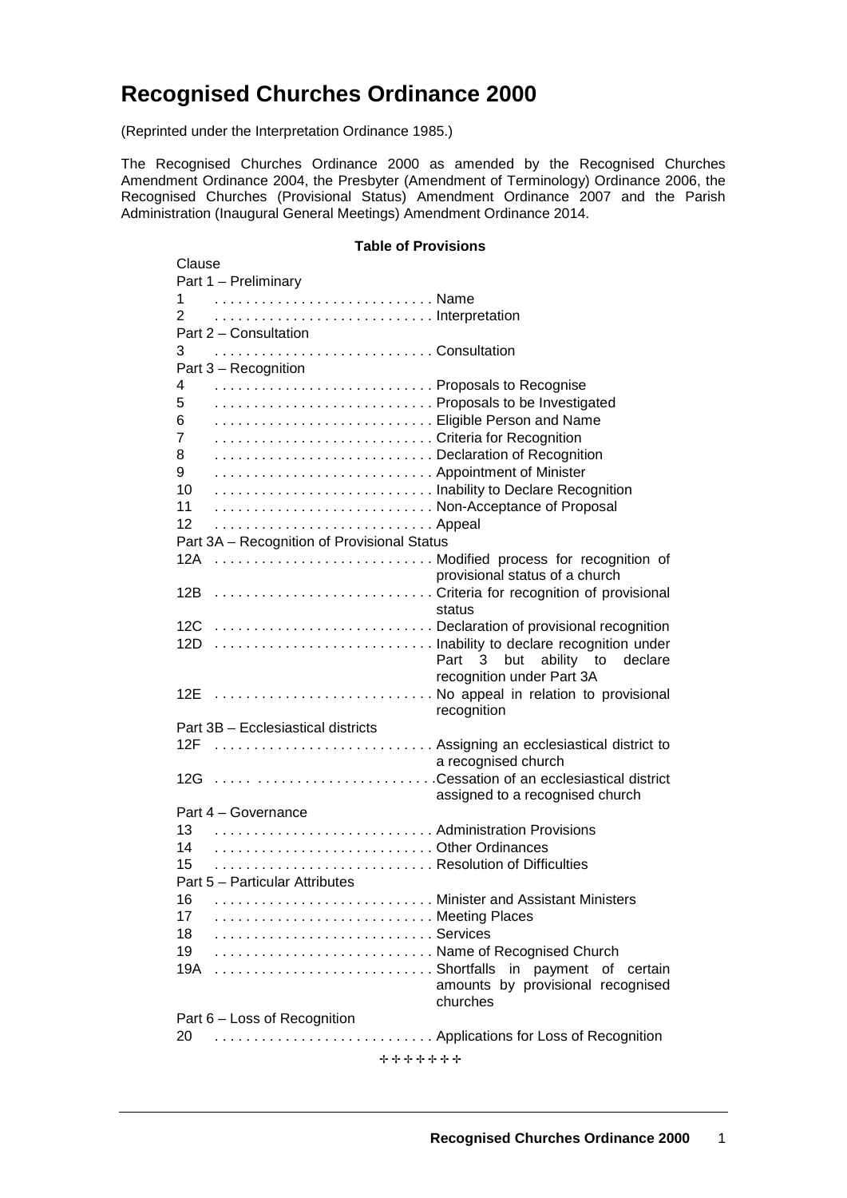# Recognised Churches Ordinance 2000

(Reprinted under the Interpretation Ordinance 1985.)

The Recognised Churches Ordinance 2000 as amended by the Recognised Churches Amendment Ordinance 2004, the Presbyter (Amendment of Terminology) Ordinance 2006, the Recognised Churches (Provisional Status) Amendment Ordinance 2007 and the Parish Administration (Inaugural General Meetings) Amendment Ordinance 2014.

**Table of Provisions**

| Clause | |
|---|---|
| **Part 1 – Preliminary** | |
| 1 | Name |
| 2 | Interpretation |
| **Part 2 – Consultation** | |
| 3 | Consultation |
| **Part 3 – Recognition** | |
| 4 | Proposals to Recognise |
| 5 | Proposals to be Investigated |
| 6 | Eligible Person and Name |
| 7 | Criteria for Recognition |
| 8 | Declaration of Recognition |
| 9 | Appointment of Minister |
| 10 | Inability to Declare Recognition |
| 11 | Non-Acceptance of Proposal |
| 12 | Appeal |
| **Part 3A – Recognition of Provisional Status** | |
| 12A | Modified process for recognition of provisional status of a church |
| 12B | Criteria for recognition of provisional status |
| 12C | Declaration of provisional recognition |
| 12D | Inability to declare recognition under Part 3 but ability to declare recognition under Part 3A |
| 12E | No appeal in relation to provisional recognition |
| **Part 3B – Ecclesiastical districts** | |
| 12F | Assigning an ecclesiastical district to a recognised church |
| 12G | Cessation of an ecclesiastical district assigned to a recognised church |
| **Part 4 – Governance** | |
| 13 | Administration Provisions |
| 14 | Other Ordinances |
| 15 | Resolution of Difficulties |
| **Part 5 – Particular Attributes** | |
| 16 | Minister and Assistant Ministers |
| 17 | Meeting Places |
| 18 | Services |
| 19 | Name of Recognised Church |
| 19A | Shortfalls in payment of certain amounts by provisional recognised churches |
| **Part 6 – Loss of Recognition** | |
| 20 | Applications for Loss of Recognition |

✢✢✢✢✢✢✢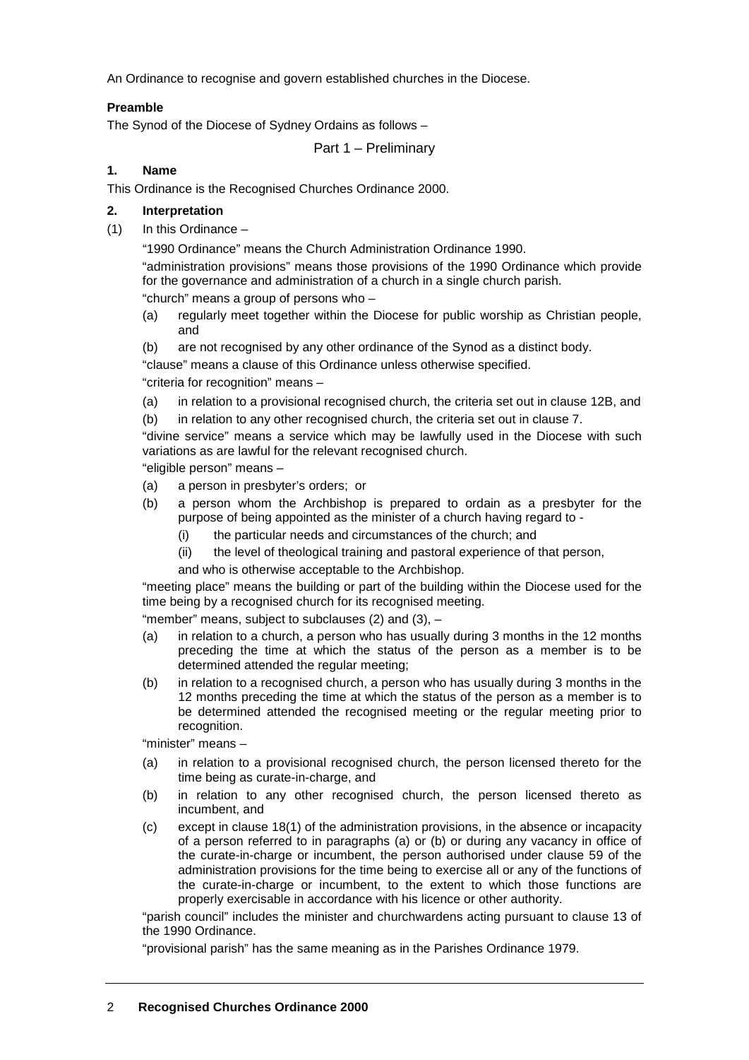An Ordinance to recognise and govern established churches in the Diocese.

**Preamble**

The Synod of the Diocese of Sydney Ordains as follows –

## Part 1 – Preliminary

### 1. Name

This Ordinance is the Recognised Churches Ordinance 2000.

### 2. Interpretation

(1) In this Ordinance –

"1990 Ordinance" means the Church Administration Ordinance 1990.

"administration provisions" means those provisions of the 1990 Ordinance which provide for the governance and administration of a church in a single church parish.

"church" means a group of persons who –

(a) regularly meet together within the Diocese for public worship as Christian people, and

(b) are not recognised by any other ordinance of the Synod as a distinct body.

"clause" means a clause of this Ordinance unless otherwise specified.

"criteria for recognition" means –

(a) in relation to a provisional recognised church, the criteria set out in clause 12B, and

(b) in relation to any other recognised church, the criteria set out in clause 7.

"divine service" means a service which may be lawfully used in the Diocese with such variations as are lawful for the relevant recognised church.

"eligible person" means –

(a) a person in presbyter's orders; or

(b) a person whom the Archbishop is prepared to ordain as a presbyter for the purpose of being appointed as the minister of a church having regard to -

  (i) the particular needs and circumstances of the church; and

  (ii) the level of theological training and pastoral experience of that person,

and who is otherwise acceptable to the Archbishop.

"meeting place" means the building or part of the building within the Diocese used for the time being by a recognised church for its recognised meeting.

"member" means, subject to subclauses (2) and (3), –

(a) in relation to a church, a person who has usually during 3 months in the 12 months preceding the time at which the status of the person as a member is to be determined attended the regular meeting;

(b) in relation to a recognised church, a person who has usually during 3 months in the 12 months preceding the time at which the status of the person as a member is to be determined attended the recognised meeting or the regular meeting prior to recognition.

"minister" means –

(a) in relation to a provisional recognised church, the person licensed thereto for the time being as curate-in-charge, and

(b) in relation to any other recognised church, the person licensed thereto as incumbent, and

(c) except in clause 18(1) of the administration provisions, in the absence or incapacity of a person referred to in paragraphs (a) or (b) or during any vacancy in office of the curate-in-charge or incumbent, the person authorised under clause 59 of the administration provisions for the time being to exercise all or any of the functions of the curate-in-charge or incumbent, to the extent to which those functions are properly exercisable in accordance with his licence or other authority.

"parish council" includes the minister and churchwardens acting pursuant to clause 13 of the 1990 Ordinance.

"provisional parish" has the same meaning as in the Parishes Ordinance 1979.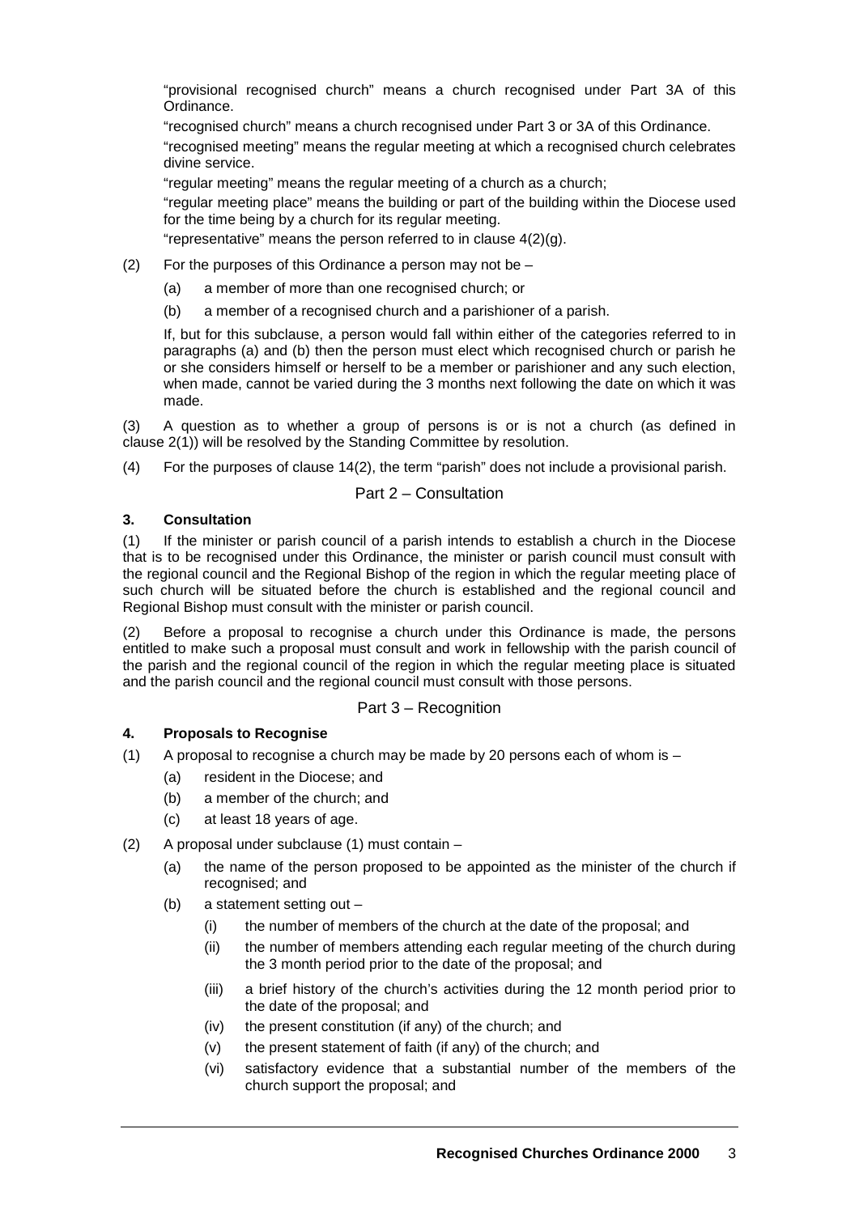"provisional recognised church" means a church recognised under Part 3A of this Ordinance.

"recognised church" means a church recognised under Part 3 or 3A of this Ordinance.

"recognised meeting" means the regular meeting at which a recognised church celebrates divine service.

"regular meeting" means the regular meeting of a church as a church;

"regular meeting place" means the building or part of the building within the Diocese used for the time being by a church for its regular meeting.

"representative" means the person referred to in clause 4(2)(g).

(2) For the purposes of this Ordinance a person may not be –

(a) a member of more than one recognised church; or

(b) a member of a recognised church and a parishioner of a parish.

If, but for this subclause, a person would fall within either of the categories referred to in paragraphs (a) and (b) then the person must elect which recognised church or parish he or she considers himself or herself to be a member or parishioner and any such election, when made, cannot be varied during the 3 months next following the date on which it was made.

(3) A question as to whether a group of persons is or is not a church (as defined in clause 2(1)) will be resolved by the Standing Committee by resolution.

(4) For the purposes of clause 14(2), the term "parish" does not include a provisional parish.

## Part 2 – Consultation

### 3. Consultation

(1) If the minister or parish council of a parish intends to establish a church in the Diocese that is to be recognised under this Ordinance, the minister or parish council must consult with the regional council and the Regional Bishop of the region in which the regular meeting place of such church will be situated before the church is established and the regional council and Regional Bishop must consult with the minister or parish council.

(2) Before a proposal to recognise a church under this Ordinance is made, the persons entitled to make such a proposal must consult and work in fellowship with the parish council of the parish and the regional council of the region in which the regular meeting place is situated and the parish council and the regional council must consult with those persons.

## Part 3 – Recognition

### 4. Proposals to Recognise

(1) A proposal to recognise a church may be made by 20 persons each of whom is –

(a) resident in the Diocese; and

(b) a member of the church; and

(c) at least 18 years of age.

(2) A proposal under subclause (1) must contain –

(a) the name of the person proposed to be appointed as the minister of the church if recognised; and

(b) a statement setting out –

(i) the number of members of the church at the date of the proposal; and

(ii) the number of members attending each regular meeting of the church during the 3 month period prior to the date of the proposal; and

(iii) a brief history of the church's activities during the 12 month period prior to the date of the proposal; and

(iv) the present constitution (if any) of the church; and

(v) the present statement of faith (if any) of the church; and

(vi) satisfactory evidence that a substantial number of the members of the church support the proposal; and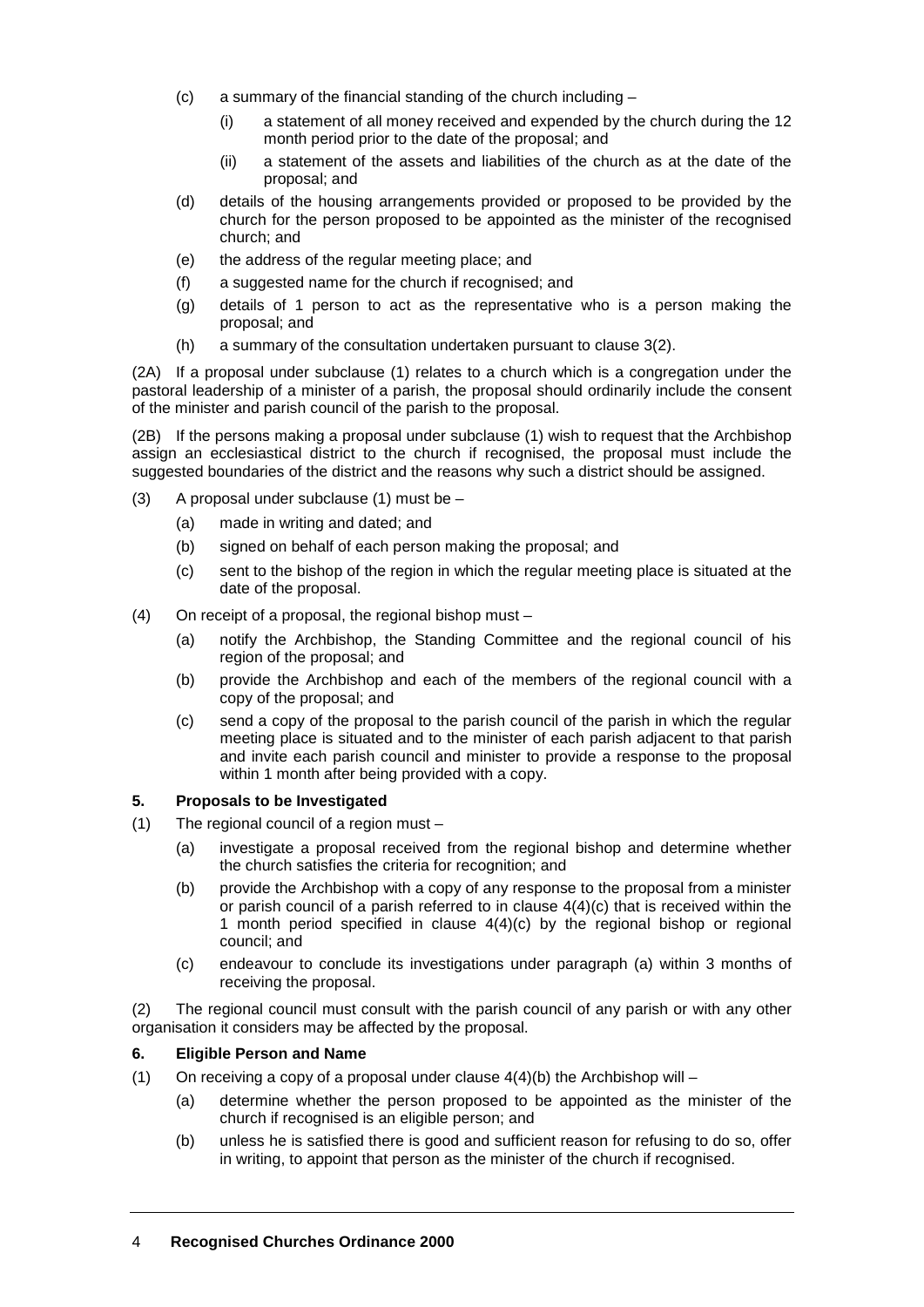- (c) a summary of the financial standing of the church including –
  - (i) a statement of all money received and expended by the church during the 12 month period prior to the date of the proposal; and
  - (ii) a statement of the assets and liabilities of the church as at the date of the proposal; and
- (d) details of the housing arrangements provided or proposed to be provided by the church for the person proposed to be appointed as the minister of the recognised church; and
- (e) the address of the regular meeting place; and
- (f) a suggested name for the church if recognised; and
- (g) details of 1 person to act as the representative who is a person making the proposal; and
- (h) a summary of the consultation undertaken pursuant to clause 3(2).

(2A) If a proposal under subclause (1) relates to a church which is a congregation under the pastoral leadership of a minister of a parish, the proposal should ordinarily include the consent of the minister and parish council of the parish to the proposal.

(2B) If the persons making a proposal under subclause (1) wish to request that the Archbishop assign an ecclesiastical district to the church if recognised, the proposal must include the suggested boundaries of the district and the reasons why such a district should be assigned.

(3) A proposal under subclause (1) must be –

- (a) made in writing and dated; and
- (b) signed on behalf of each person making the proposal; and
- (c) sent to the bishop of the region in which the regular meeting place is situated at the date of the proposal.

(4) On receipt of a proposal, the regional bishop must –

- (a) notify the Archbishop, the Standing Committee and the regional council of his region of the proposal; and
- (b) provide the Archbishop and each of the members of the regional council with a copy of the proposal; and
- (c) send a copy of the proposal to the parish council of the parish in which the regular meeting place is situated and to the minister of each parish adjacent to that parish and invite each parish council and minister to provide a response to the proposal within 1 month after being provided with a copy.

### 5. Proposals to be Investigated

(1) The regional council of a region must –

- (a) investigate a proposal received from the regional bishop and determine whether the church satisfies the criteria for recognition; and
- (b) provide the Archbishop with a copy of any response to the proposal from a minister or parish council of a parish referred to in clause 4(4)(c) that is received within the 1 month period specified in clause 4(4)(c) by the regional bishop or regional council; and
- (c) endeavour to conclude its investigations under paragraph (a) within 3 months of receiving the proposal.

(2) The regional council must consult with the parish council of any parish or with any other organisation it considers may be affected by the proposal.

### 6. Eligible Person and Name

(1) On receiving a copy of a proposal under clause 4(4)(b) the Archbishop will –

- (a) determine whether the person proposed to be appointed as the minister of the church if recognised is an eligible person; and
- (b) unless he is satisfied there is good and sufficient reason for refusing to do so, offer in writing, to appoint that person as the minister of the church if recognised.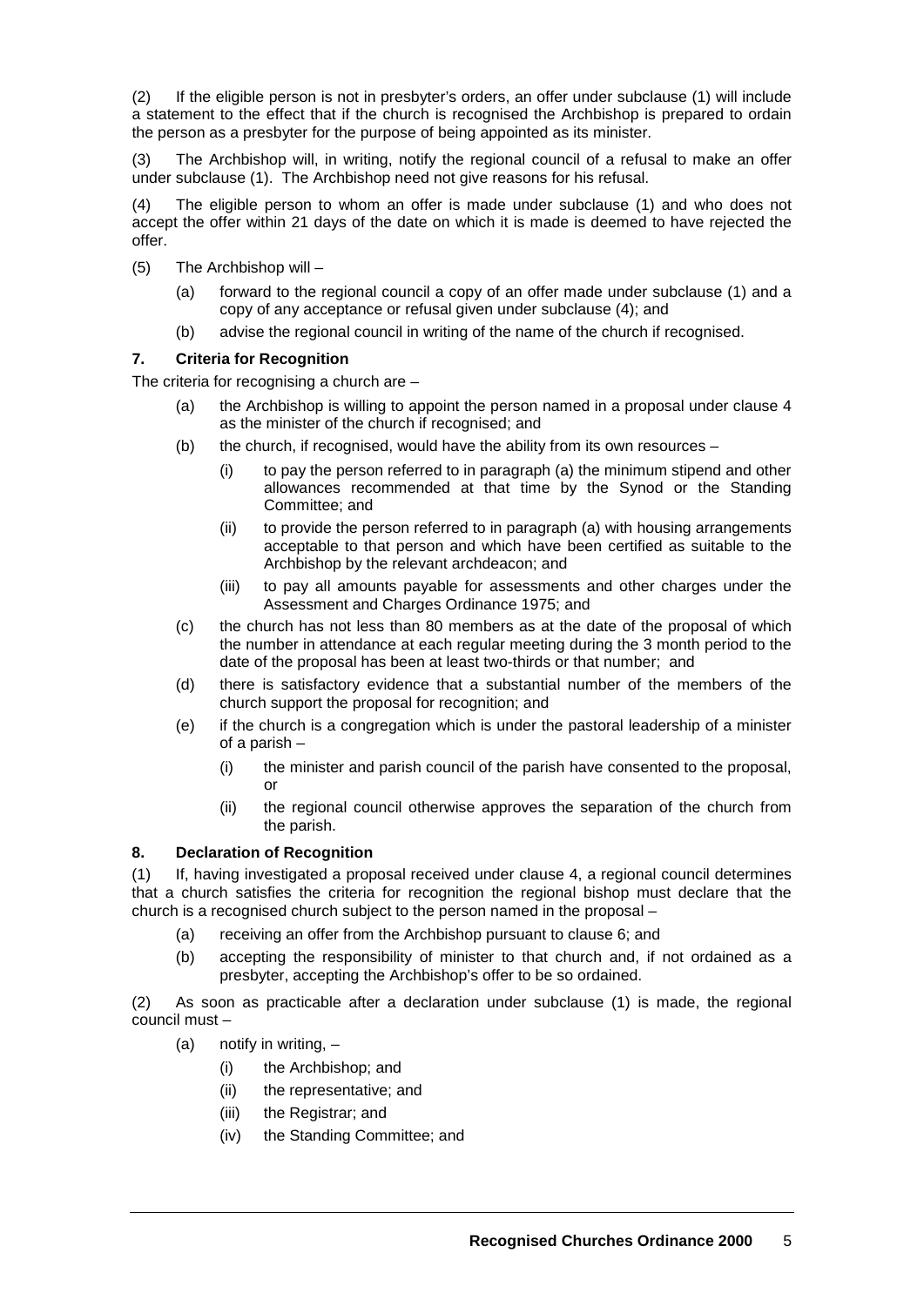(2) If the eligible person is not in presbyter's orders, an offer under subclause (1) will include a statement to the effect that if the church is recognised the Archbishop is prepared to ordain the person as a presbyter for the purpose of being appointed as its minister.

(3) The Archbishop will, in writing, notify the regional council of a refusal to make an offer under subclause (1). The Archbishop need not give reasons for his refusal.

(4) The eligible person to whom an offer is made under subclause (1) and who does not accept the offer within 21 days of the date on which it is made is deemed to have rejected the offer.

(5) The Archbishop will –

- (a) forward to the regional council a copy of an offer made under subclause (1) and a copy of any acceptance or refusal given under subclause (4); and
- (b) advise the regional council in writing of the name of the church if recognised.

### 7. Criteria for Recognition

The criteria for recognising a church are –

- (a) the Archbishop is willing to appoint the person named in a proposal under clause 4 as the minister of the church if recognised; and
- (b) the church, if recognised, would have the ability from its own resources –
  - (i) to pay the person referred to in paragraph (a) the minimum stipend and other allowances recommended at that time by the Synod or the Standing Committee; and
  - (ii) to provide the person referred to in paragraph (a) with housing arrangements acceptable to that person and which have been certified as suitable to the Archbishop by the relevant archdeacon; and
  - (iii) to pay all amounts payable for assessments and other charges under the Assessment and Charges Ordinance 1975; and
- (c) the church has not less than 80 members as at the date of the proposal of which the number in attendance at each regular meeting during the 3 month period to the date of the proposal has been at least two-thirds or that number; and
- (d) there is satisfactory evidence that a substantial number of the members of the church support the proposal for recognition; and
- (e) if the church is a congregation which is under the pastoral leadership of a minister of a parish –
  - (i) the minister and parish council of the parish have consented to the proposal, or
  - (ii) the regional council otherwise approves the separation of the church from the parish.

### 8. Declaration of Recognition

(1) If, having investigated a proposal received under clause 4, a regional council determines that a church satisfies the criteria for recognition the regional bishop must declare that the church is a recognised church subject to the person named in the proposal –

- (a) receiving an offer from the Archbishop pursuant to clause 6; and
- (b) accepting the responsibility of minister to that church and, if not ordained as a presbyter, accepting the Archbishop's offer to be so ordained.

(2) As soon as practicable after a declaration under subclause (1) is made, the regional council must –

- (a) notify in writing, –
  - (i) the Archbishop; and
  - (ii) the representative; and
  - (iii) the Registrar; and
  - (iv) the Standing Committee; and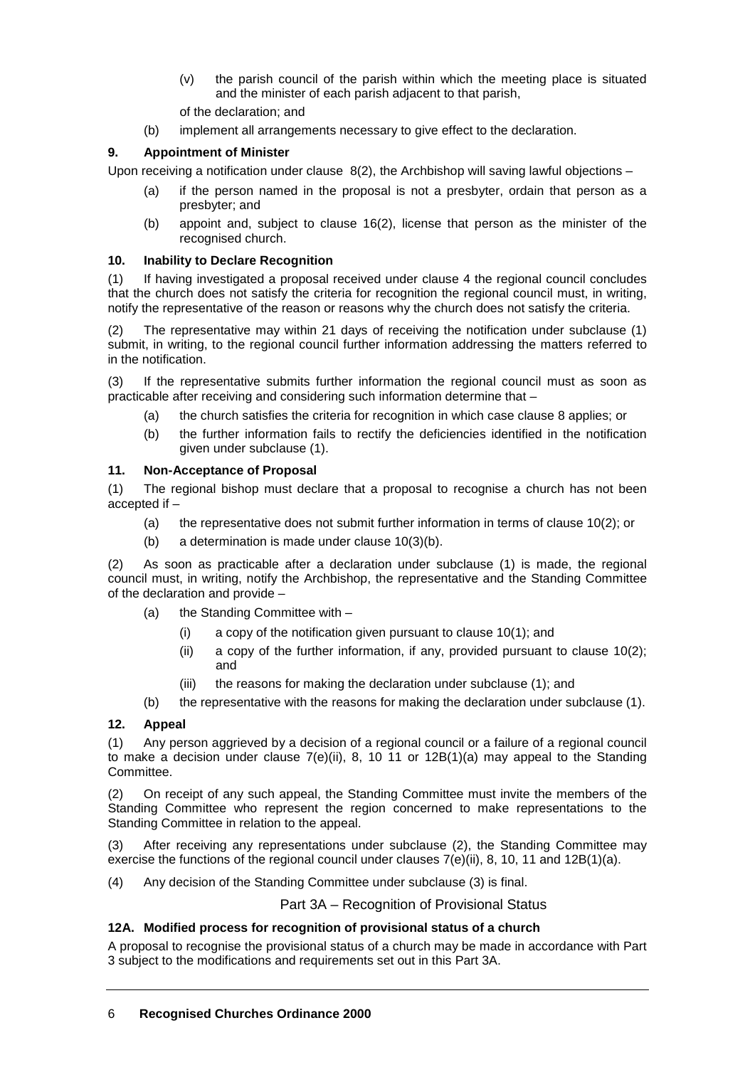(v) the parish council of the parish within which the meeting place is situated and the minister of each parish adjacent to that parish,

of the declaration; and

(b) implement all arrangements necessary to give effect to the declaration.

### 9. Appointment of Minister

Upon receiving a notification under clause 8(2), the Archbishop will saving lawful objections –

(a) if the person named in the proposal is not a presbyter, ordain that person as a presbyter; and

(b) appoint and, subject to clause 16(2), license that person as the minister of the recognised church.

### 10. Inability to Declare Recognition

(1) If having investigated a proposal received under clause 4 the regional council concludes that the church does not satisfy the criteria for recognition the regional council must, in writing, notify the representative of the reason or reasons why the church does not satisfy the criteria.

(2) The representative may within 21 days of receiving the notification under subclause (1) submit, in writing, to the regional council further information addressing the matters referred to in the notification.

(3) If the representative submits further information the regional council must as soon as practicable after receiving and considering such information determine that –

(a) the church satisfies the criteria for recognition in which case clause 8 applies; or

(b) the further information fails to rectify the deficiencies identified in the notification given under subclause (1).

### 11. Non-Acceptance of Proposal

(1) The regional bishop must declare that a proposal to recognise a church has not been accepted if –

(a) the representative does not submit further information in terms of clause 10(2); or

(b) a determination is made under clause 10(3)(b).

(2) As soon as practicable after a declaration under subclause (1) is made, the regional council must, in writing, notify the Archbishop, the representative and the Standing Committee of the declaration and provide –

(a) the Standing Committee with –

(i) a copy of the notification given pursuant to clause 10(1); and

(ii) a copy of the further information, if any, provided pursuant to clause 10(2); and

(iii) the reasons for making the declaration under subclause (1); and

(b) the representative with the reasons for making the declaration under subclause (1).

### 12. Appeal

(1) Any person aggrieved by a decision of a regional council or a failure of a regional council to make a decision under clause 7(e)(ii), 8, 10 11 or 12B(1)(a) may appeal to the Standing Committee.

(2) On receipt of any such appeal, the Standing Committee must invite the members of the Standing Committee who represent the region concerned to make representations to the Standing Committee in relation to the appeal.

(3) After receiving any representations under subclause (2), the Standing Committee may exercise the functions of the regional council under clauses 7(e)(ii), 8, 10, 11 and 12B(1)(a).

(4) Any decision of the Standing Committee under subclause (3) is final.

## Part 3A – Recognition of Provisional Status

### 12A. Modified process for recognition of provisional status of a church

A proposal to recognise the provisional status of a church may be made in accordance with Part 3 subject to the modifications and requirements set out in this Part 3A.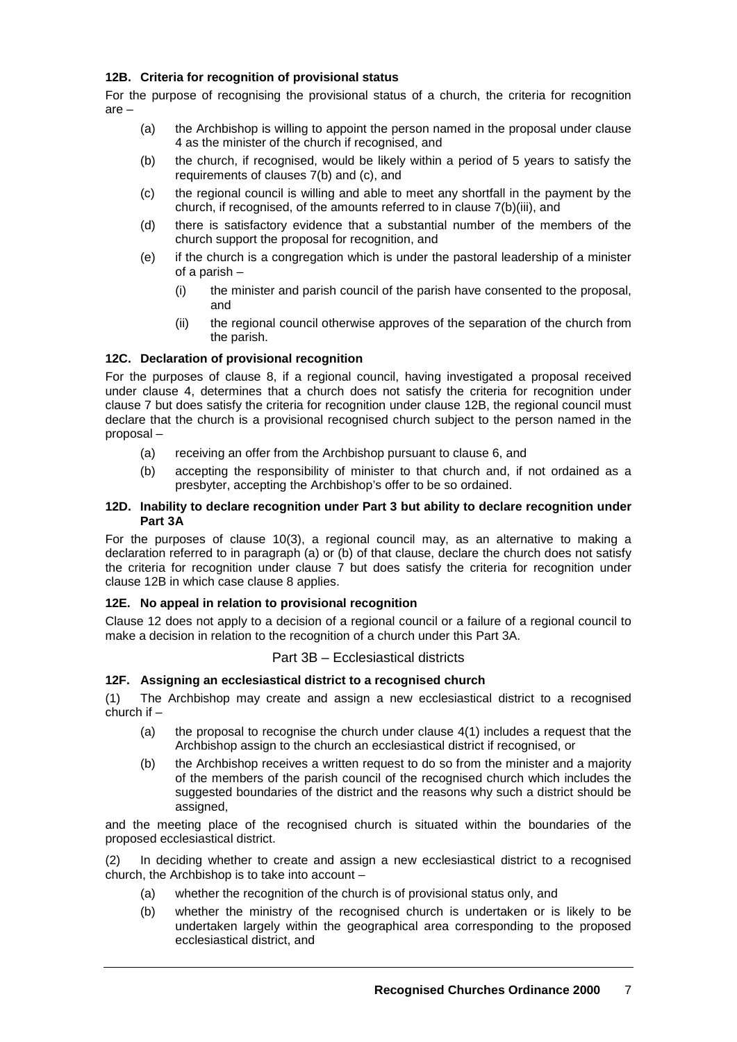### 12B. Criteria for recognition of provisional status

For the purpose of recognising the provisional status of a church, the criteria for recognition are –

- (a) the Archbishop is willing to appoint the person named in the proposal under clause 4 as the minister of the church if recognised, and
- (b) the church, if recognised, would be likely within a period of 5 years to satisfy the requirements of clauses 7(b) and (c), and
- (c) the regional council is willing and able to meet any shortfall in the payment by the church, if recognised, of the amounts referred to in clause 7(b)(iii), and
- (d) there is satisfactory evidence that a substantial number of the members of the church support the proposal for recognition, and
- (e) if the church is a congregation which is under the pastoral leadership of a minister of a parish –
  - (i) the minister and parish council of the parish have consented to the proposal, and
  - (ii) the regional council otherwise approves of the separation of the church from the parish.

### 12C. Declaration of provisional recognition

For the purposes of clause 8, if a regional council, having investigated a proposal received under clause 4, determines that a church does not satisfy the criteria for recognition under clause 7 but does satisfy the criteria for recognition under clause 12B, the regional council must declare that the church is a provisional recognised church subject to the person named in the proposal –

- (a) receiving an offer from the Archbishop pursuant to clause 6, and
- (b) accepting the responsibility of minister to that church and, if not ordained as a presbyter, accepting the Archbishop's offer to be so ordained.

### 12D. Inability to declare recognition under Part 3 but ability to declare recognition under Part 3A

For the purposes of clause 10(3), a regional council may, as an alternative to making a declaration referred to in paragraph (a) or (b) of that clause, declare the church does not satisfy the criteria for recognition under clause 7 but does satisfy the criteria for recognition under clause 12B in which case clause 8 applies.

### 12E. No appeal in relation to provisional recognition

Clause 12 does not apply to a decision of a regional council or a failure of a regional council to make a decision in relation to the recognition of a church under this Part 3A.

## Part 3B – Ecclesiastical districts

### 12F. Assigning an ecclesiastical district to a recognised church

(1) The Archbishop may create and assign a new ecclesiastical district to a recognised church if –

- (a) the proposal to recognise the church under clause 4(1) includes a request that the Archbishop assign to the church an ecclesiastical district if recognised, or
- (b) the Archbishop receives a written request to do so from the minister and a majority of the members of the parish council of the recognised church which includes the suggested boundaries of the district and the reasons why such a district should be assigned,

and the meeting place of the recognised church is situated within the boundaries of the proposed ecclesiastical district.

(2) In deciding whether to create and assign a new ecclesiastical district to a recognised church, the Archbishop is to take into account –

- (a) whether the recognition of the church is of provisional status only, and
- (b) whether the ministry of the recognised church is undertaken or is likely to be undertaken largely within the geographical area corresponding to the proposed ecclesiastical district, and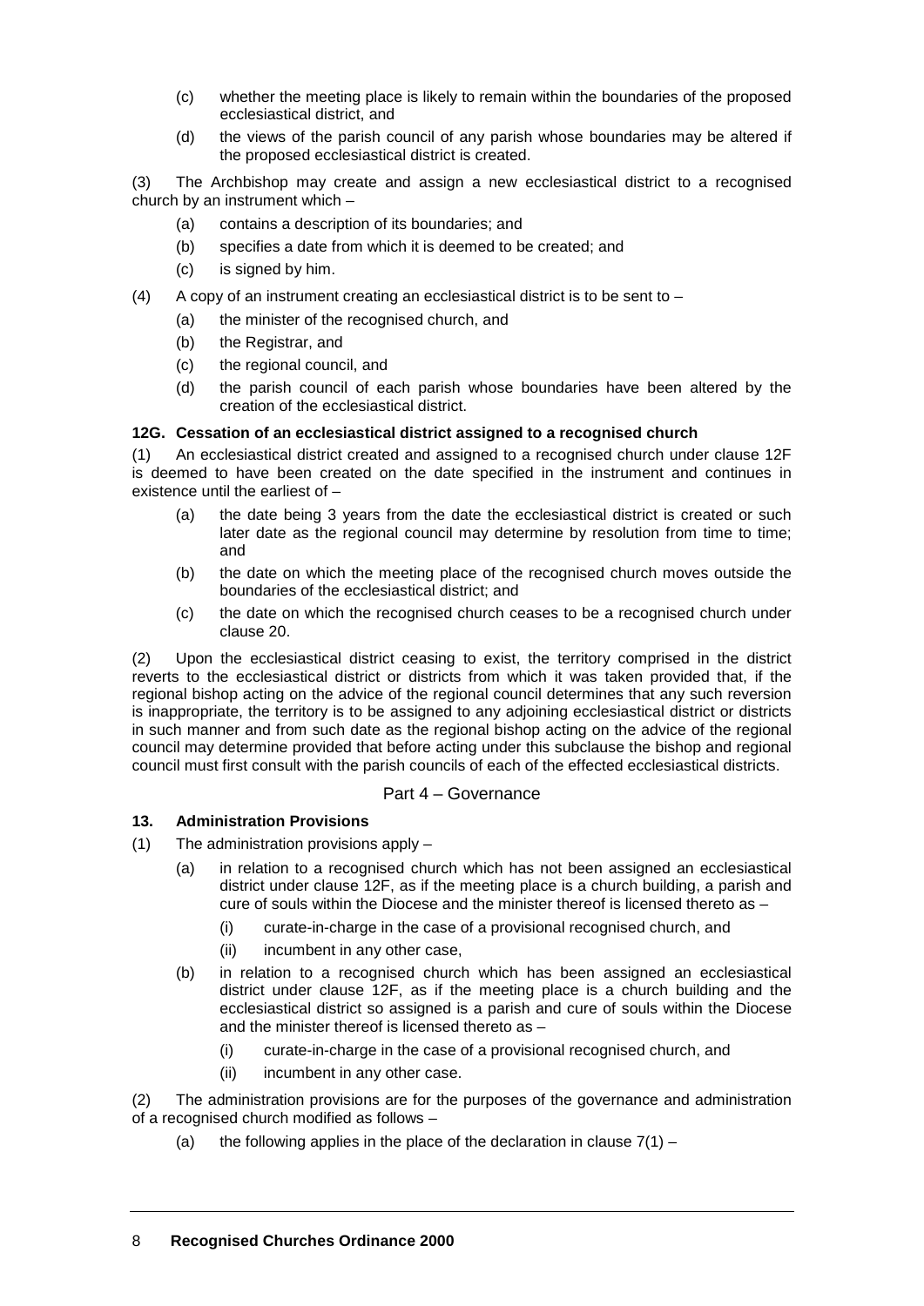- (c) whether the meeting place is likely to remain within the boundaries of the proposed ecclesiastical district, and
- (d) the views of the parish council of any parish whose boundaries may be altered if the proposed ecclesiastical district is created.

(3) The Archbishop may create and assign a new ecclesiastical district to a recognised church by an instrument which –

- (a) contains a description of its boundaries; and
- (b) specifies a date from which it is deemed to be created; and
- (c) is signed by him.

(4) A copy of an instrument creating an ecclesiastical district is to be sent to –

- (a) the minister of the recognised church, and
- (b) the Registrar, and
- (c) the regional council, and
- (d) the parish council of each parish whose boundaries have been altered by the creation of the ecclesiastical district.

#### 12G. Cessation of an ecclesiastical district assigned to a recognised church

(1) An ecclesiastical district created and assigned to a recognised church under clause 12F is deemed to have been created on the date specified in the instrument and continues in existence until the earliest of –

- (a) the date being 3 years from the date the ecclesiastical district is created or such later date as the regional council may determine by resolution from time to time; and
- (b) the date on which the meeting place of the recognised church moves outside the boundaries of the ecclesiastical district; and
- (c) the date on which the recognised church ceases to be a recognised church under clause 20.

(2) Upon the ecclesiastical district ceasing to exist, the territory comprised in the district reverts to the ecclesiastical district or districts from which it was taken provided that, if the regional bishop acting on the advice of the regional council determines that any such reversion is inappropriate, the territory is to be assigned to any adjoining ecclesiastical district or districts in such manner and from such date as the regional bishop acting on the advice of the regional council may determine provided that before acting under this subclause the bishop and regional council must first consult with the parish councils of each of the effected ecclesiastical districts.

### Part 4 – Governance

#### 13. Administration Provisions

(1) The administration provisions apply –

- (a) in relation to a recognised church which has not been assigned an ecclesiastical district under clause 12F, as if the meeting place is a church building, a parish and cure of souls within the Diocese and the minister thereof is licensed thereto as –
  - (i) curate-in-charge in the case of a provisional recognised church, and
  - (ii) incumbent in any other case,
- (b) in relation to a recognised church which has been assigned an ecclesiastical district under clause 12F, as if the meeting place is a church building and the ecclesiastical district so assigned is a parish and cure of souls within the Diocese and the minister thereof is licensed thereto as –
  - (i) curate-in-charge in the case of a provisional recognised church, and
  - (ii) incumbent in any other case.

(2) The administration provisions are for the purposes of the governance and administration of a recognised church modified as follows –

- (a) the following applies in the place of the declaration in clause 7(1) –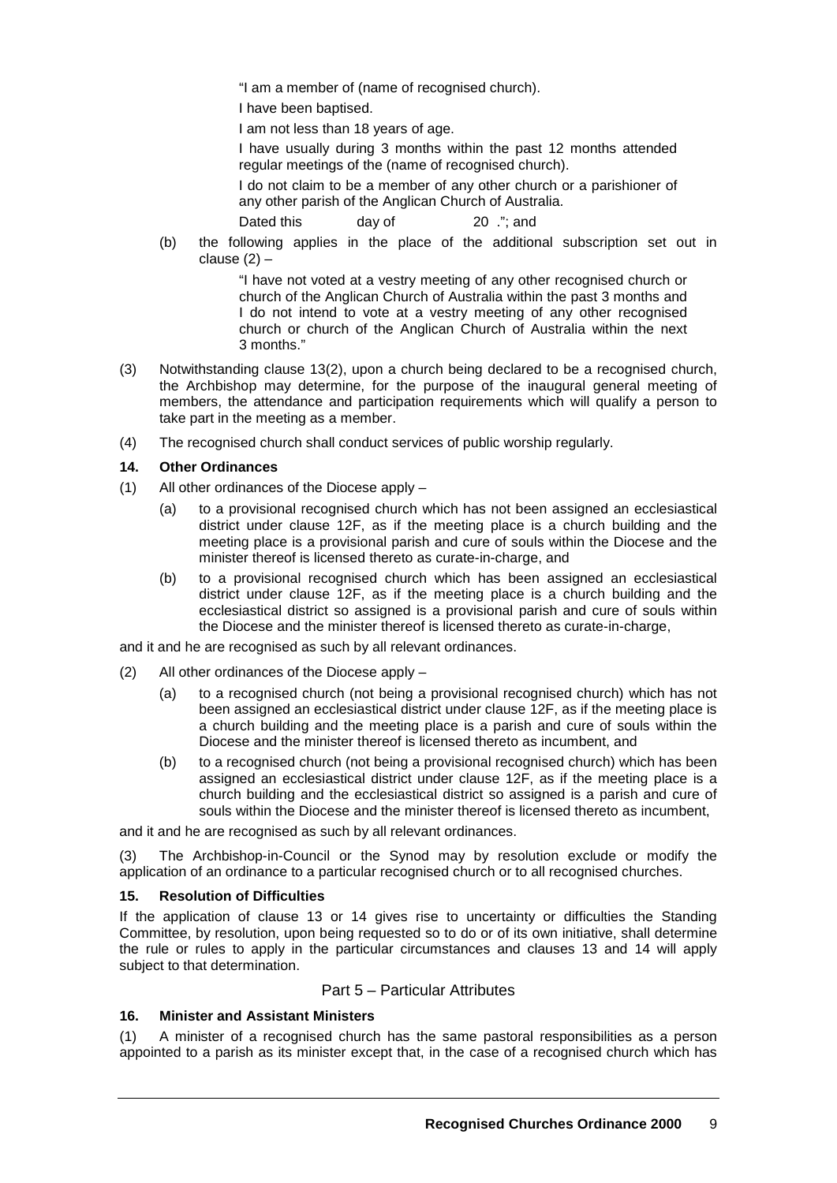"I am a member of (name of recognised church).

I have been baptised.

I am not less than 18 years of age.

I have usually during 3 months within the past 12 months attended regular meetings of the (name of recognised church).

I do not claim to be a member of any other church or a parishioner of any other parish of the Anglican Church of Australia.

Dated this day of 20 ."; and

(b) the following applies in the place of the additional subscription set out in clause (2) –

> "I have not voted at a vestry meeting of any other recognised church or church of the Anglican Church of Australia within the past 3 months and I do not intend to vote at a vestry meeting of any other recognised church or church of the Anglican Church of Australia within the next 3 months."

(3) Notwithstanding clause 13(2), upon a church being declared to be a recognised church, the Archbishop may determine, for the purpose of the inaugural general meeting of members, the attendance and participation requirements which will qualify a person to take part in the meeting as a member.

(4) The recognised church shall conduct services of public worship regularly.

**14. Other Ordinances**

(1) All other ordinances of the Diocese apply –

(a) to a provisional recognised church which has not been assigned an ecclesiastical district under clause 12F, as if the meeting place is a church building and the meeting place is a provisional parish and cure of souls within the Diocese and the minister thereof is licensed thereto as curate-in-charge, and

(b) to a provisional recognised church which has been assigned an ecclesiastical district under clause 12F, as if the meeting place is a church building and the ecclesiastical district so assigned is a provisional parish and cure of souls within the Diocese and the minister thereof is licensed thereto as curate-in-charge,

and it and he are recognised as such by all relevant ordinances.

(2) All other ordinances of the Diocese apply –

(a) to a recognised church (not being a provisional recognised church) which has not been assigned an ecclesiastical district under clause 12F, as if the meeting place is a church building and the meeting place is a parish and cure of souls within the Diocese and the minister thereof is licensed thereto as incumbent, and

(b) to a recognised church (not being a provisional recognised church) which has been assigned an ecclesiastical district under clause 12F, as if the meeting place is a church building and the ecclesiastical district so assigned is a parish and cure of souls within the Diocese and the minister thereof is licensed thereto as incumbent,

and it and he are recognised as such by all relevant ordinances.

(3) The Archbishop-in-Council or the Synod may by resolution exclude or modify the application of an ordinance to a particular recognised church or to all recognised churches.

**15. Resolution of Difficulties**

If the application of clause 13 or 14 gives rise to uncertainty or difficulties the Standing Committee, by resolution, upon being requested so to do or of its own initiative, shall determine the rule or rules to apply in the particular circumstances and clauses 13 and 14 will apply subject to that determination.

## Part 5 – Particular Attributes

**16. Minister and Assistant Ministers**

(1) A minister of a recognised church has the same pastoral responsibilities as a person appointed to a parish as its minister except that, in the case of a recognised church which has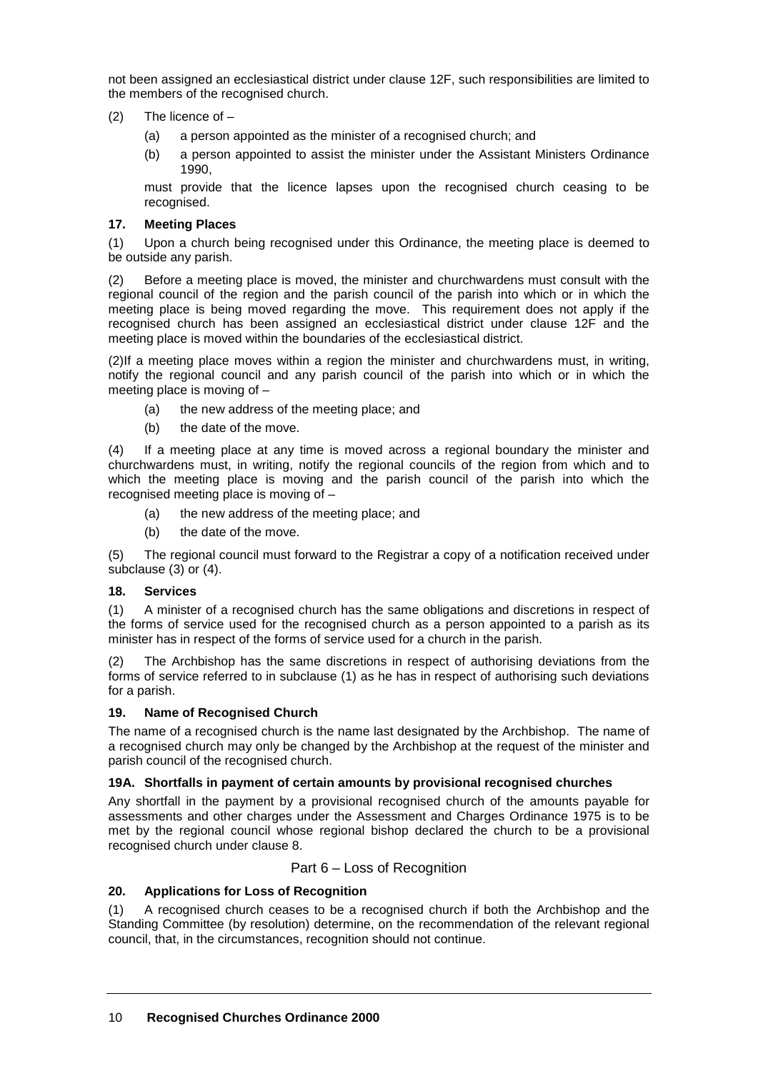not been assigned an ecclesiastical district under clause 12F, such responsibilities are limited to the members of the recognised church.

(2) The licence of –

(a) a person appointed as the minister of a recognised church; and

(b) a person appointed to assist the minister under the Assistant Ministers Ordinance 1990,

must provide that the licence lapses upon the recognised church ceasing to be recognised.

**17. Meeting Places**

(1) Upon a church being recognised under this Ordinance, the meeting place is deemed to be outside any parish.

(2) Before a meeting place is moved, the minister and churchwardens must consult with the regional council of the region and the parish council of the parish into which or in which the meeting place is being moved regarding the move. This requirement does not apply if the recognised church has been assigned an ecclesiastical district under clause 12F and the meeting place is moved within the boundaries of the ecclesiastical district.

(2)If a meeting place moves within a region the minister and churchwardens must, in writing, notify the regional council and any parish council of the parish into which or in which the meeting place is moving of –

(a) the new address of the meeting place; and

(b) the date of the move.

(4) If a meeting place at any time is moved across a regional boundary the minister and churchwardens must, in writing, notify the regional councils of the region from which and to which the meeting place is moving and the parish council of the parish into which the recognised meeting place is moving of –

(a) the new address of the meeting place; and

(b) the date of the move.

(5) The regional council must forward to the Registrar a copy of a notification received under subclause (3) or (4).

**18. Services**

(1) A minister of a recognised church has the same obligations and discretions in respect of the forms of service used for the recognised church as a person appointed to a parish as its minister has in respect of the forms of service used for a church in the parish.

(2) The Archbishop has the same discretions in respect of authorising deviations from the forms of service referred to in subclause (1) as he has in respect of authorising such deviations for a parish.

**19. Name of Recognised Church**

The name of a recognised church is the name last designated by the Archbishop. The name of a recognised church may only be changed by the Archbishop at the request of the minister and parish council of the recognised church.

**19A. Shortfalls in payment of certain amounts by provisional recognised churches**

Any shortfall in the payment by a provisional recognised church of the amounts payable for assessments and other charges under the Assessment and Charges Ordinance 1975 is to be met by the regional council whose regional bishop declared the church to be a provisional recognised church under clause 8.

## Part 6 – Loss of Recognition

**20. Applications for Loss of Recognition**

(1) A recognised church ceases to be a recognised church if both the Archbishop and the Standing Committee (by resolution) determine, on the recommendation of the relevant regional council, that, in the circumstances, recognition should not continue.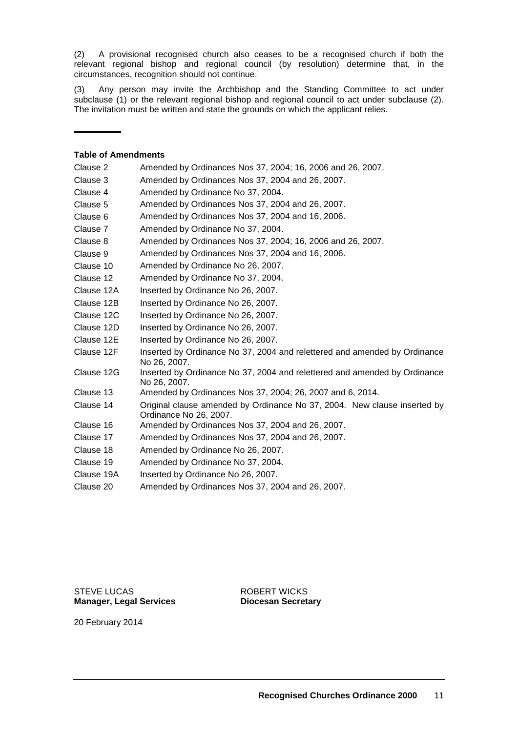(2) A provisional recognised church also ceases to be a recognised church if both the relevant regional bishop and regional council (by resolution) determine that, in the circumstances, recognition should not continue.

(3) Any person may invite the Archbishop and the Standing Committee to act under subclause (1) or the relevant regional bishop and regional council to act under subclause (2). The invitation must be written and state the grounds on which the applicant relies.

---

**Table of Amendments**

| | |
|---|---|
| Clause 2 | Amended by Ordinances Nos 37, 2004; 16, 2006 and 26, 2007. |
| Clause 3 | Amended by Ordinances Nos 37, 2004 and 26, 2007. |
| Clause 4 | Amended by Ordinance No 37, 2004. |
| Clause 5 | Amended by Ordinances Nos 37, 2004 and 26, 2007. |
| Clause 6 | Amended by Ordinances Nos 37, 2004 and 16, 2006. |
| Clause 7 | Amended by Ordinance No 37, 2004. |
| Clause 8 | Amended by Ordinances Nos 37, 2004; 16, 2006 and 26, 2007. |
| Clause 9 | Amended by Ordinances Nos 37, 2004 and 16, 2006. |
| Clause 10 | Amended by Ordinance No 26, 2007. |
| Clause 12 | Amended by Ordinance No 37, 2004. |
| Clause 12A | Inserted by Ordinance No 26, 2007. |
| Clause 12B | Inserted by Ordinance No 26, 2007. |
| Clause 12C | Inserted by Ordinance No 26, 2007. |
| Clause 12D | Inserted by Ordinance No 26, 2007. |
| Clause 12E | Inserted by Ordinance No 26, 2007. |
| Clause 12F | Inserted by Ordinance No 37, 2004 and relettered and amended by Ordinance No 26, 2007. |
| Clause 12G | Inserted by Ordinance No 37, 2004 and relettered and amended by Ordinance No 26, 2007. |
| Clause 13 | Amended by Ordinances Nos 37, 2004; 26, 2007 and 6, 2014. |
| Clause 14 | Original clause amended by Ordinance No 37, 2004. New clause inserted by Ordinance No 26, 2007. |
| Clause 16 | Amended by Ordinances Nos 37, 2004 and 26, 2007. |
| Clause 17 | Amended by Ordinances Nos 37, 2004 and 26, 2007. |
| Clause 18 | Amended by Ordinance No 26, 2007. |
| Clause 19 | Amended by Ordinance No 37, 2004. |
| Clause 19A | Inserted by Ordinance No 26, 2007. |
| Clause 20 | Amended by Ordinances Nos 37, 2004 and 26, 2007. |

STEVE LUCAS
**Manager, Legal Services**

ROBERT WICKS
**Diocesan Secretary**

20 February 2014